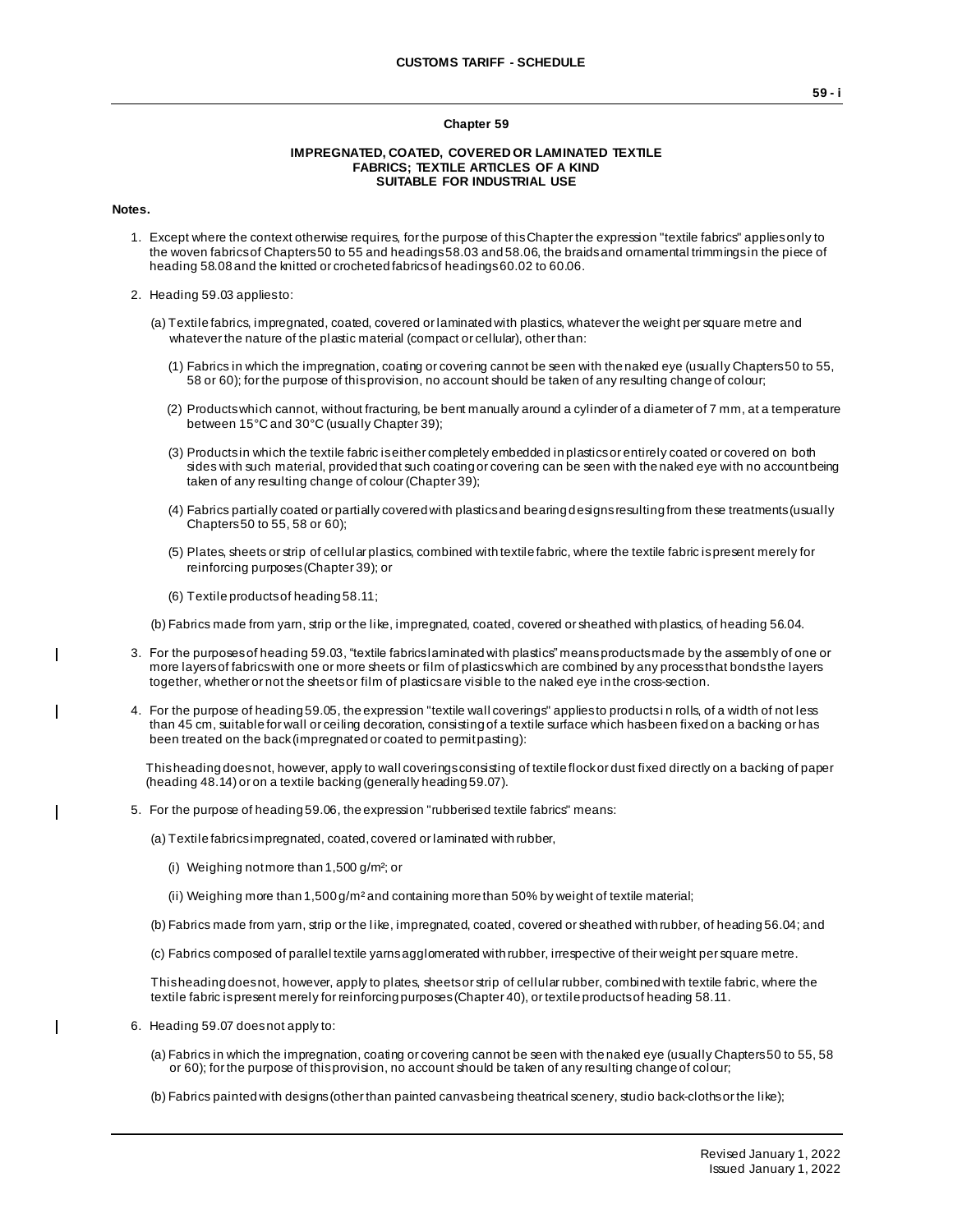# Chapter 59

## IMPREGNATED, COATED, COVERED OR LAMINATED TEXTILE FABRICS; TEXTILE ARTICLES OF A KIND SUITABLE FOR INDUSTRIAL USE

**Notes.**

1. Except where the context otherwise requires, for the purpose of this Chapter the expression "textile fabrics" applies only to the woven fabrics of Chapters 50 to 55 and headings 58.03 and 58.06, the braids and ornamental trimmings in the piece of heading 58.08 and the knitted or crocheted fabrics of headings 60.02 to 60.06.

2. Heading 59.03 applies to:

   (a) Textile fabrics, impregnated, coated, covered or laminated with plastics, whatever the weight per square metre and whatever the nature of the plastic material (compact or cellular), other than:

      (1) Fabrics in which the impregnation, coating or covering cannot be seen with the naked eye (usually Chapters 50 to 55, 58 or 60); for the purpose of this provision, no account should be taken of any resulting change of colour;

      (2) Products which cannot, without fracturing, be bent manually around a cylinder of a diameter of 7 mm, at a temperature between 15°C and 30°C (usually Chapter 39);

      (3) Products in which the textile fabric is either completely embedded in plastics or entirely coated or covered on both sides with such material, provided that such coating or covering can be seen with the naked eye with no account being taken of any resulting change of colour (Chapter 39);

      (4) Fabrics partially coated or partially covered with plastics and bearing designs resulting from these treatments (usually Chapters 50 to 55, 58 or 60);

      (5) Plates, sheets or strip of cellular plastics, combined with textile fabric, where the textile fabric is present merely for reinforcing purposes (Chapter 39); or

      (6) Textile products of heading 58.11;

   (b) Fabrics made from yarn, strip or the like, impregnated, coated, covered or sheathed with plastics, of heading 56.04.

3. For the purposes of heading 59.03, "textile fabrics laminated with plastics" means products made by the assembly of one or more layers of fabrics with one or more sheets or film of plastics which are combined by any process that bonds the layers together, whether or not the sheets or film of plastics are visible to the naked eye in the cross-section.

4. For the purpose of heading 59.05, the expression "textile wall coverings" applies to products in rolls, of a width of not less than 45 cm, suitable for wall or ceiling decoration, consisting of a textile surface which has been fixed on a backing or has been treated on the back (impregnated or coated to permit pasting):

   This heading does not, however, apply to wall coverings consisting of textile flock or dust fixed directly on a backing of paper (heading 48.14) or on a textile backing (generally heading 59.07).

5. For the purpose of heading 59.06, the expression "rubberised textile fabrics" means:

   (a) Textile fabrics impregnated, coated, covered or laminated with rubber,

      (i) Weighing not more than 1,500 g/m²; or

      (ii) Weighing more than 1,500 g/m² and containing more than 50% by weight of textile material;

   (b) Fabrics made from yarn, strip or the like, impregnated, coated, covered or sheathed with rubber, of heading 56.04; and

   (c) Fabrics composed of parallel textile yarns agglomerated with rubber, irrespective of their weight per square metre.

   This heading does not, however, apply to plates, sheets or strip of cellular rubber, combined with textile fabric, where the textile fabric is present merely for reinforcing purposes (Chapter 40), or textile products of heading 58.11.

6. Heading 59.07 does not apply to:

   (a) Fabrics in which the impregnation, coating or covering cannot be seen with the naked eye (usually Chapters 50 to 55, 58 or 60); for the purpose of this provision, no account should be taken of any resulting change of colour;

   (b) Fabrics painted with designs (other than painted canvas being theatrical scenery, studio back-cloths or the like);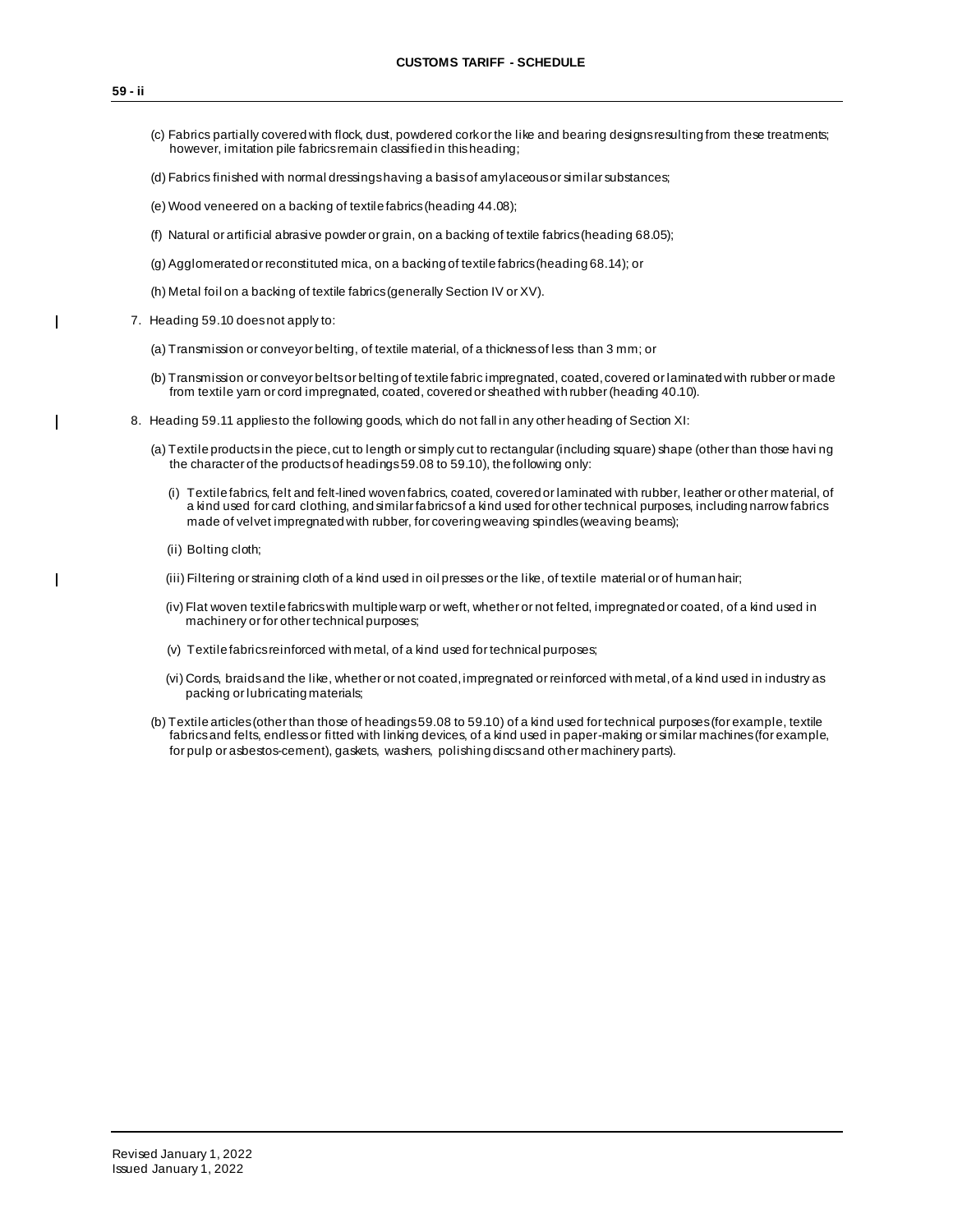(c) Fabrics partially covered with flock, dust, powdered cork or the like and bearing designs resulting from these treatments; however, imitation pile fabrics remain classified in this heading;

(d) Fabrics finished with normal dressings having a basis of amylaceous or similar substances;

(e) Wood veneered on a backing of textile fabrics (heading 44.08);

(f) Natural or artificial abrasive powder or grain, on a backing of textile fabrics (heading 68.05);

(g) Agglomerated or reconstituted mica, on a backing of textile fabrics (heading 68.14); or

(h) Metal foil on a backing of textile fabrics (generally Section IV or XV).

7. Heading 59.10 does not apply to:

(a) Transmission or conveyor belting, of textile material, of a thickness of less than 3 mm; or

(b) Transmission or conveyor belts or belting of textile fabric impregnated, coated, covered or laminated with rubber or made from textile yarn or cord impregnated, coated, covered or sheathed with rubber (heading 40.10).

8. Heading 59.11 applies to the following goods, which do not fall in any other heading of Section XI:

(a) Textile products in the piece, cut to length or simply cut to rectangular (including square) shape (other than those having the character of the products of headings 59.08 to 59.10), the following only:

(i) Textile fabrics, felt and felt-lined woven fabrics, coated, covered or laminated with rubber, leather or other material, of a kind used for card clothing, and similar fabrics of a kind used for other technical purposes, including narrow fabrics made of velvet impregnated with rubber, for covering weaving spindles (weaving beams);

(ii) Bolting cloth;

(iii) Filtering or straining cloth of a kind used in oil presses or the like, of textile material or of human hair;

(iv) Flat woven textile fabrics with multiple warp or weft, whether or not felted, impregnated or coated, of a kind used in machinery or for other technical purposes;

(v) Textile fabrics reinforced with metal, of a kind used for technical purposes;

(vi) Cords, braids and the like, whether or not coated, impregnated or reinforced with metal, of a kind used in industry as packing or lubricating materials;

(b) Textile articles (other than those of headings 59.08 to 59.10) of a kind used for technical purposes (for example, textile fabrics and felts, endless or fitted with linking devices, of a kind used in paper-making or similar machines (for example, for pulp or asbestos-cement), gaskets, washers, polishing discs and other machinery parts).

Revised January 1, 2022
Issued January 1, 2022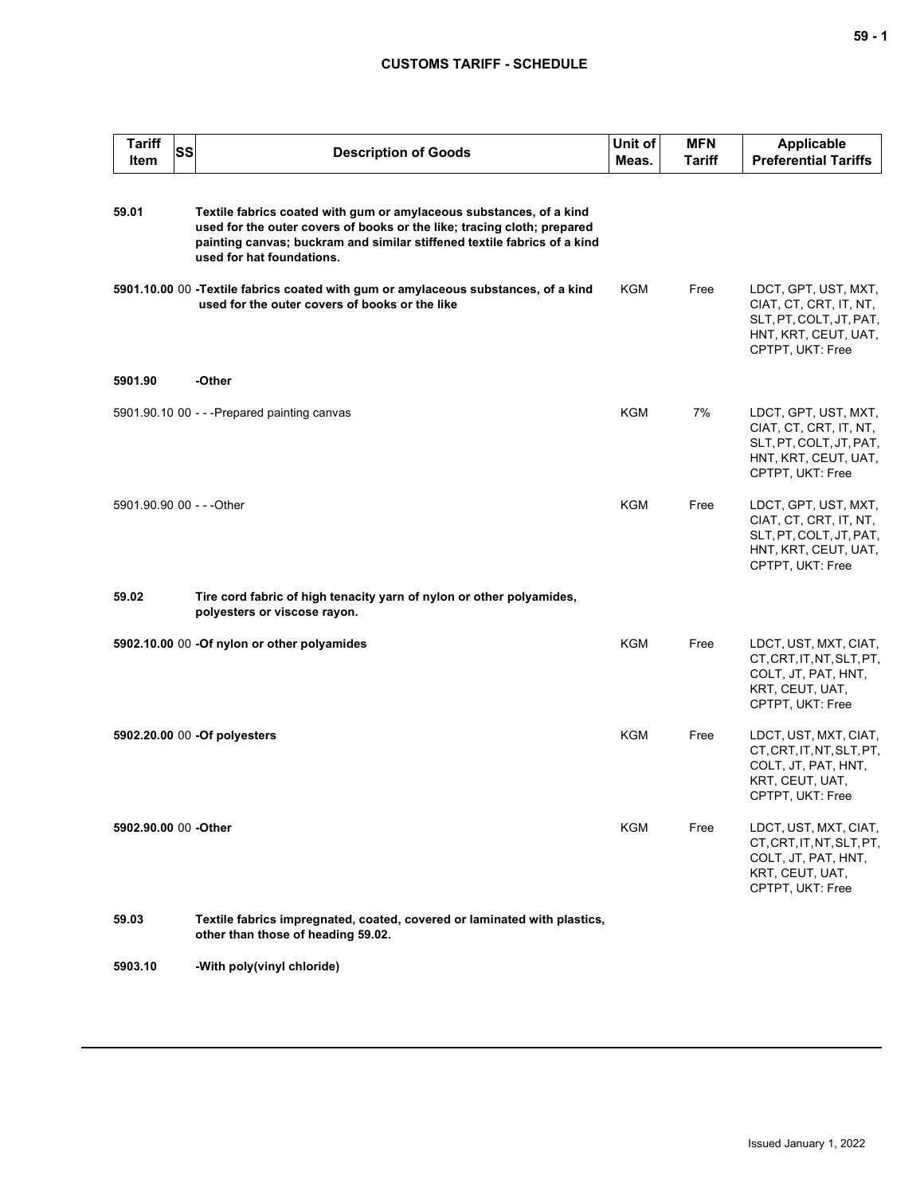| Tariff Item | SS | Description of Goods | Unit of Meas. | MFN Tariff | Applicable Preferential Tariffs |
|---|---|---|---|---|---|
| **59.01** | | **Textile fabrics coated with gum or amylaceous substances, of a kind used for the outer covers of books or the like; tracing cloth; prepared painting canvas; buckram and similar stiffened textile fabrics of a kind used for hat foundations.** | | | |
| **5901.10.00** | 00 | **-Textile fabrics coated with gum or amylaceous substances, of a kind used for the outer covers of books or the like** | KGM | Free | LDCT, GPT, UST, MXT, CIAT, CT, CRT, IT, NT, SLT, PT, COLT, JT, PAT, HNT, KRT, CEUT, UAT, CPTPT, UKT: Free |
| **5901.90** | | **-Other** | | | |
| 5901.90.10 | 00 | - - -Prepared painting canvas | KGM | 7% | LDCT, GPT, UST, MXT, CIAT, CT, CRT, IT, NT, SLT, PT, COLT, JT, PAT, HNT, KRT, CEUT, UAT, CPTPT, UKT: Free |
| 5901.90.90 | 00 | - - -Other | KGM | Free | LDCT, GPT, UST, MXT, CIAT, CT, CRT, IT, NT, SLT, PT, COLT, JT, PAT, HNT, KRT, CEUT, UAT, CPTPT, UKT: Free |
| **59.02** | | **Tire cord fabric of high tenacity yarn of nylon or other polyamides, polyesters or viscose rayon.** | | | |
| **5902.10.00** | 00 | **-Of nylon or other polyamides** | KGM | Free | LDCT, UST, MXT, CIAT, CT, CRT, IT, NT, SLT, PT, COLT, JT, PAT, HNT, KRT, CEUT, UAT, CPTPT, UKT: Free |
| **5902.20.00** | 00 | **-Of polyesters** | KGM | Free | LDCT, UST, MXT, CIAT, CT, CRT, IT, NT, SLT, PT, COLT, JT, PAT, HNT, KRT, CEUT, UAT, CPTPT, UKT: Free |
| **5902.90.00** | 00 | **-Other** | KGM | Free | LDCT, UST, MXT, CIAT, CT, CRT, IT, NT, SLT, PT, COLT, JT, PAT, HNT, KRT, CEUT, UAT, CPTPT, UKT: Free |
| **59.03** | | **Textile fabrics impregnated, coated, covered or laminated with plastics, other than those of heading 59.02.** | | | |
| **5903.10** | | **-With poly(vinyl chloride)** | | | |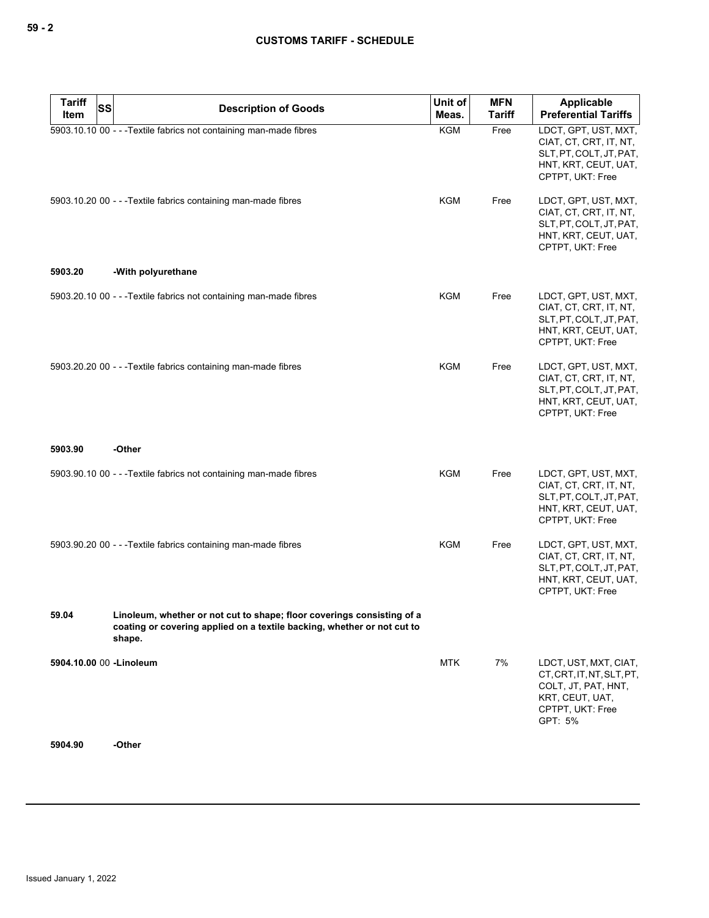| Tariff Item | SS | Description of Goods | Unit of Meas. | MFN Tariff | Applicable Preferential Tariffs |
|---|---|---|---|---|---|
| 5903.10.10 | 00 | - - -Textile fabrics not containing man-made fibres | KGM | Free | LDCT, GPT, UST, MXT, CIAT, CT, CRT, IT, NT, SLT, PT, COLT, JT, PAT, HNT, KRT, CEUT, UAT, CPTPT, UKT: Free |
| 5903.10.20 | 00 | - - -Textile fabrics containing man-made fibres | KGM | Free | LDCT, GPT, UST, MXT, CIAT, CT, CRT, IT, NT, SLT, PT, COLT, JT, PAT, HNT, KRT, CEUT, UAT, CPTPT, UKT: Free |
| **5903.20** | | **-With polyurethane** | | | |
| 5903.20.10 | 00 | - - -Textile fabrics not containing man-made fibres | KGM | Free | LDCT, GPT, UST, MXT, CIAT, CT, CRT, IT, NT, SLT, PT, COLT, JT, PAT, HNT, KRT, CEUT, UAT, CPTPT, UKT: Free |
| 5903.20.20 | 00 | - - -Textile fabrics containing man-made fibres | KGM | Free | LDCT, GPT, UST, MXT, CIAT, CT, CRT, IT, NT, SLT, PT, COLT, JT, PAT, HNT, KRT, CEUT, UAT, CPTPT, UKT: Free |
| **5903.90** | | **-Other** | | | |
| 5903.90.10 | 00 | - - -Textile fabrics not containing man-made fibres | KGM | Free | LDCT, GPT, UST, MXT, CIAT, CT, CRT, IT, NT, SLT, PT, COLT, JT, PAT, HNT, KRT, CEUT, UAT, CPTPT, UKT: Free |
| 5903.90.20 | 00 | - - -Textile fabrics containing man-made fibres | KGM | Free | LDCT, GPT, UST, MXT, CIAT, CT, CRT, IT, NT, SLT, PT, COLT, JT, PAT, HNT, KRT, CEUT, UAT, CPTPT, UKT: Free |
| **59.04** | | **Linoleum, whether or not cut to shape; floor coverings consisting of a coating or covering applied on a textile backing, whether or not cut to shape.** | | | |
| **5904.10.00** | 00 | **-Linoleum** | MTK | 7% | LDCT, UST, MXT, CIAT, CT, CRT, IT, NT, SLT, PT, COLT, JT, PAT, HNT, KRT, CEUT, UAT, CPTPT, UKT: Free<br>GPT: 5% |
| **5904.90** | | **-Other** | | | |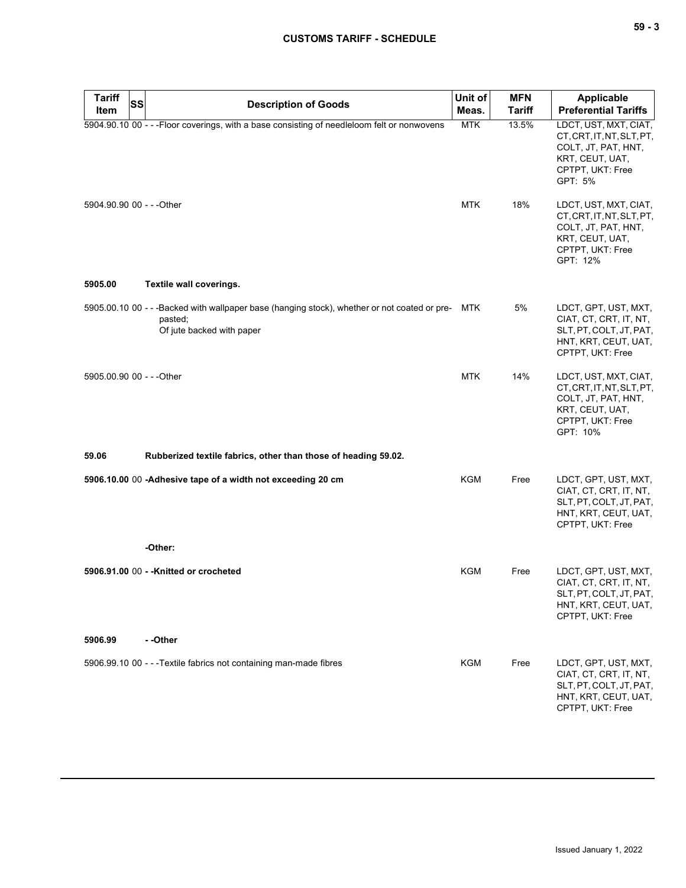| Tariff Item | SS | Description of Goods | Unit of Meas. | MFN Tariff | Applicable Preferential Tariffs |
|---|---|---|---|---|---|
| 5904.90.10 | 00 | - - -Floor coverings, with a base consisting of needleloom felt or nonwovens | MTK | 13.5% | LDCT, UST, MXT, CIAT, CT, CRT, IT, NT, SLT, PT, COLT, JT, PAT, HNT, KRT, CEUT, UAT, CPTPT, UKT: Free<br>GPT: 5% |
| 5904.90.90 | 00 | - - -Other | MTK | 18% | LDCT, UST, MXT, CIAT, CT, CRT, IT, NT, SLT, PT, COLT, JT, PAT, HNT, KRT, CEUT, UAT, CPTPT, UKT: Free<br>GPT: 12% |
| **5905.00** | | **Textile wall coverings.** | | | |
| 5905.00.10 | 00 | - - -Backed with wallpaper base (hanging stock), whether or not coated or pre-pasted;<br>Of jute backed with paper | MTK | 5% | LDCT, GPT, UST, MXT, CIAT, CT, CRT, IT, NT, SLT, PT, COLT, JT, PAT, HNT, KRT, CEUT, UAT, CPTPT, UKT: Free |
| 5905.00.90 | 00 | - - -Other | MTK | 14% | LDCT, UST, MXT, CIAT, CT, CRT, IT, NT, SLT, PT, COLT, JT, PAT, HNT, KRT, CEUT, UAT, CPTPT, UKT: Free<br>GPT: 10% |
| **59.06** | | **Rubberized textile fabrics, other than those of heading 59.02.** | | | |
| **5906.10.00** | 00 | **-Adhesive tape of a width not exceeding 20 cm** | KGM | Free | LDCT, GPT, UST, MXT, CIAT, CT, CRT, IT, NT, SLT, PT, COLT, JT, PAT, HNT, KRT, CEUT, UAT, CPTPT, UKT: Free |
| | | **-Other:** | | | |
| **5906.91.00** | 00 | **- -Knitted or crocheted** | KGM | Free | LDCT, GPT, UST, MXT, CIAT, CT, CRT, IT, NT, SLT, PT, COLT, JT, PAT, HNT, KRT, CEUT, UAT, CPTPT, UKT: Free |
| **5906.99** | | **- -Other** | | | |
| 5906.99.10 | 00 | - - -Textile fabrics not containing man-made fibres | KGM | Free | LDCT, GPT, UST, MXT, CIAT, CT, CRT, IT, NT, SLT, PT, COLT, JT, PAT, HNT, KRT, CEUT, UAT, CPTPT, UKT: Free |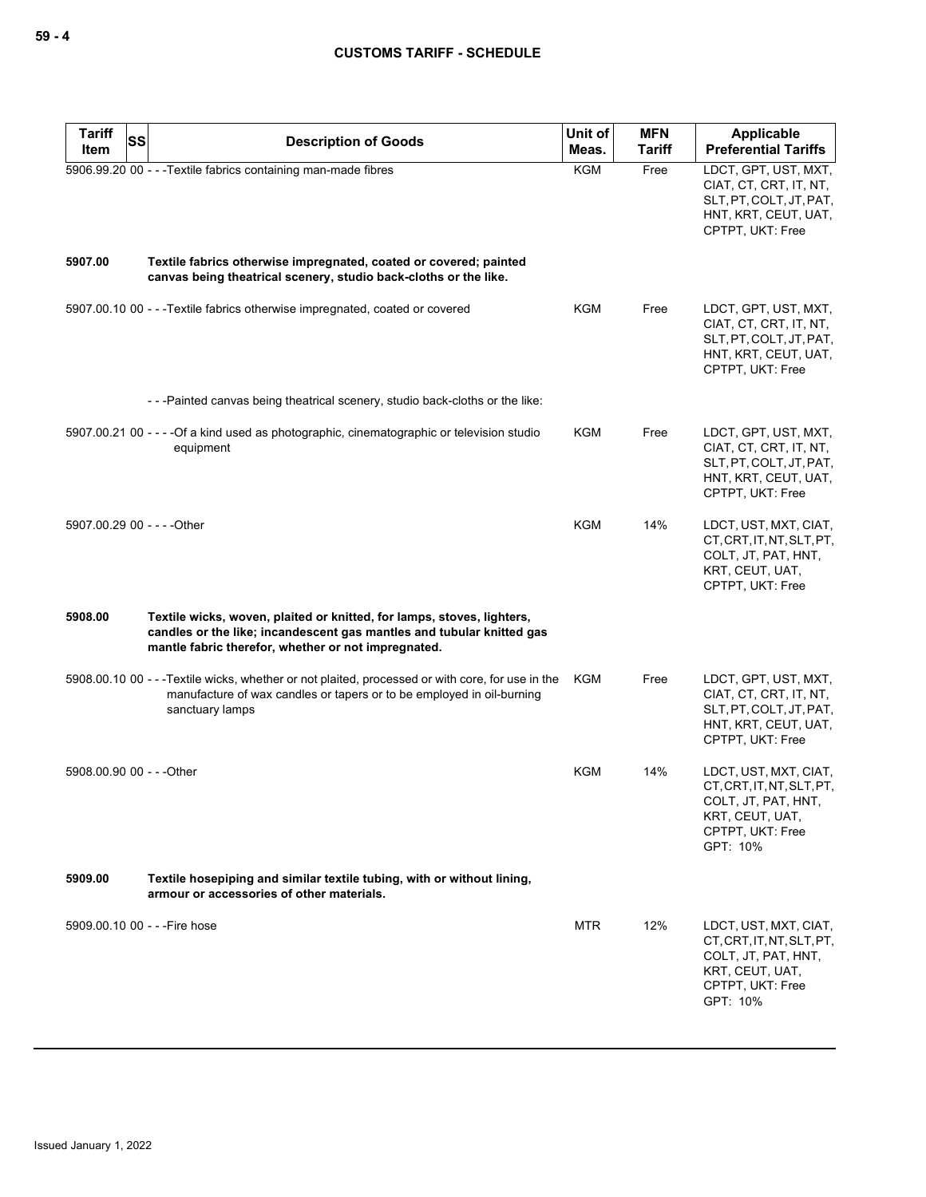| Tariff Item | SS | Description of Goods | Unit of Meas. | MFN Tariff | Applicable Preferential Tariffs |
|---|---|---|---|---|---|
| 5906.99.20 | 00 | - - -Textile fabrics containing man-made fibres | KGM | Free | LDCT, GPT, UST, MXT, CIAT, CT, CRT, IT, NT, SLT, PT, COLT, JT, PAT, HNT, KRT, CEUT, UAT, CPTPT, UKT: Free |
| **5907.00** | | **Textile fabrics otherwise impregnated, coated or covered; painted canvas being theatrical scenery, studio back-cloths or the like.** | | | |
| 5907.00.10 | 00 | - - -Textile fabrics otherwise impregnated, coated or covered | KGM | Free | LDCT, GPT, UST, MXT, CIAT, CT, CRT, IT, NT, SLT, PT, COLT, JT, PAT, HNT, KRT, CEUT, UAT, CPTPT, UKT: Free |
| | | - - -Painted canvas being theatrical scenery, studio back-cloths or the like: | | | |
| 5907.00.21 | 00 | - - - -Of a kind used as photographic, cinematographic or television studio equipment | KGM | Free | LDCT, GPT, UST, MXT, CIAT, CT, CRT, IT, NT, SLT, PT, COLT, JT, PAT, HNT, KRT, CEUT, UAT, CPTPT, UKT: Free |
| 5907.00.29 | 00 | - - - -Other | KGM | 14% | LDCT, UST, MXT, CIAT, CT, CRT, IT, NT, SLT, PT, COLT, JT, PAT, HNT, KRT, CEUT, UAT, CPTPT, UKT: Free |
| **5908.00** | | **Textile wicks, woven, plaited or knitted, for lamps, stoves, lighters, candles or the like; incandescent gas mantles and tubular knitted gas mantle fabric therefor, whether or not impregnated.** | | | |
| 5908.00.10 | 00 | - - -Textile wicks, whether or not plaited, processed or with core, for use in the manufacture of wax candles or tapers or to be employed in oil-burning sanctuary lamps | KGM | Free | LDCT, GPT, UST, MXT, CIAT, CT, CRT, IT, NT, SLT, PT, COLT, JT, PAT, HNT, KRT, CEUT, UAT, CPTPT, UKT: Free |
| 5908.00.90 | 00 | - - -Other | KGM | 14% | LDCT, UST, MXT, CIAT, CT, CRT, IT, NT, SLT, PT, COLT, JT, PAT, HNT, KRT, CEUT, UAT, CPTPT, UKT: Free<br>GPT: 10% |
| **5909.00** | | **Textile hosepiping and similar textile tubing, with or without lining, armour or accessories of other materials.** | | | |
| 5909.00.10 | 00 | - - -Fire hose | MTR | 12% | LDCT, UST, MXT, CIAT, CT, CRT, IT, NT, SLT, PT, COLT, JT, PAT, HNT, KRT, CEUT, UAT, CPTPT, UKT: Free<br>GPT: 10% |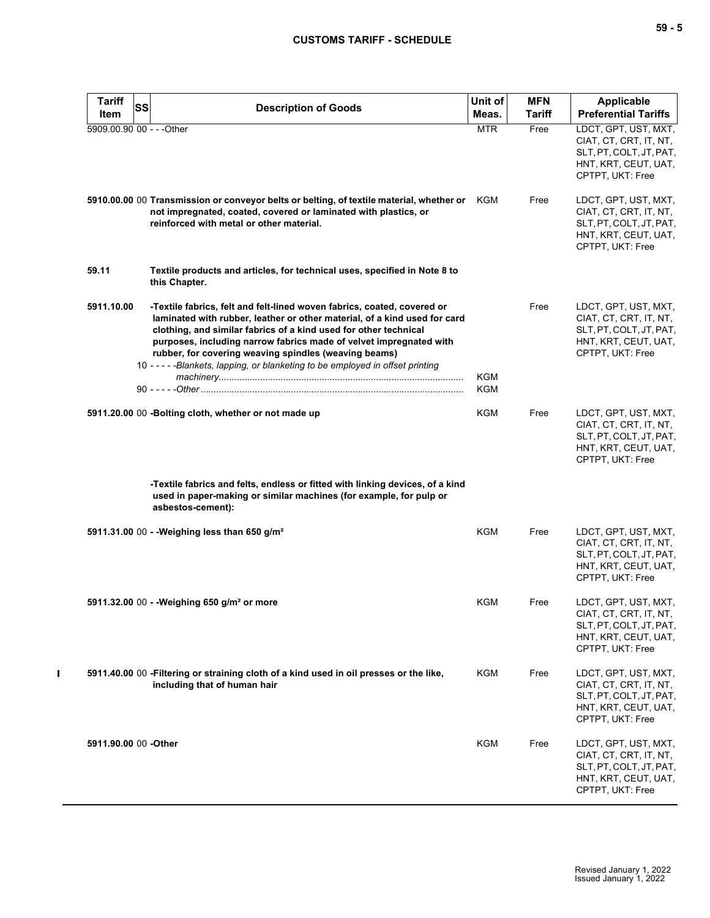| Tariff Item | SS | Description of Goods | Unit of Meas. | MFN Tariff | Applicable Preferential Tariffs |
|---|---|---|---|---|---|
| 5909.00.90 | 00 | - - -Other | MTR | Free | LDCT, GPT, UST, MXT, CIAT, CT, CRT, IT, NT, SLT, PT, COLT, JT, PAT, HNT, KRT, CEUT, UAT, CPTPT, UKT: Free |
| 5910.00.00 | 00 | **Transmission or conveyor belts or belting, of textile material, whether or not impregnated, coated, covered or laminated with plastics, or reinforced with metal or other material.** | KGM | Free | LDCT, GPT, UST, MXT, CIAT, CT, CRT, IT, NT, SLT, PT, COLT, JT, PAT, HNT, KRT, CEUT, UAT, CPTPT, UKT: Free |
| 59.11 | | **Textile products and articles, for technical uses, specified in Note 8 to this Chapter.** | | | |
| 5911.10.00 | | **-Textile fabrics, felt and felt-lined woven fabrics, coated, covered or laminated with rubber, leather or other material, of a kind used for card clothing, and similar fabrics of a kind used for other technical purposes, including narrow fabrics made of velvet impregnated with rubber, for covering weaving spindles (weaving beams)** | | Free | LDCT, GPT, UST, MXT, CIAT, CT, CRT, IT, NT, SLT, PT, COLT, JT, PAT, HNT, KRT, CEUT, UAT, CPTPT, UKT: Free |
| | 10 | - - - - -*Blankets, lapping, or blanketing to be employed in offset printing machinery* | KGM | | |
| | 90 | - - - - -*Other* | KGM | | |
| 5911.20.00 | 00 | **-Bolting cloth, whether or not made up** | KGM | Free | LDCT, GPT, UST, MXT, CIAT, CT, CRT, IT, NT, SLT, PT, COLT, JT, PAT, HNT, KRT, CEUT, UAT, CPTPT, UKT: Free |
| | | **-Textile fabrics and felts, endless or fitted with linking devices, of a kind used in paper-making or similar machines (for example, for pulp or asbestos-cement):** | | | |
| 5911.31.00 | 00 | **- -Weighing less than 650 g/m²** | KGM | Free | LDCT, GPT, UST, MXT, CIAT, CT, CRT, IT, NT, SLT, PT, COLT, JT, PAT, HNT, KRT, CEUT, UAT, CPTPT, UKT: Free |
| 5911.32.00 | 00 | **- -Weighing 650 g/m² or more** | KGM | Free | LDCT, GPT, UST, MXT, CIAT, CT, CRT, IT, NT, SLT, PT, COLT, JT, PAT, HNT, KRT, CEUT, UAT, CPTPT, UKT: Free |
| 5911.40.00 | 00 | **-Filtering or straining cloth of a kind used in oil presses or the like, including that of human hair** | KGM | Free | LDCT, GPT, UST, MXT, CIAT, CT, CRT, IT, NT, SLT, PT, COLT, JT, PAT, HNT, KRT, CEUT, UAT, CPTPT, UKT: Free |
| 5911.90.00 | 00 | **-Other** | KGM | Free | LDCT, GPT, UST, MXT, CIAT, CT, CRT, IT, NT, SLT, PT, COLT, JT, PAT, HNT, KRT, CEUT, UAT, CPTPT, UKT: Free |

Revised January 1, 2022
Issued January 1, 2022